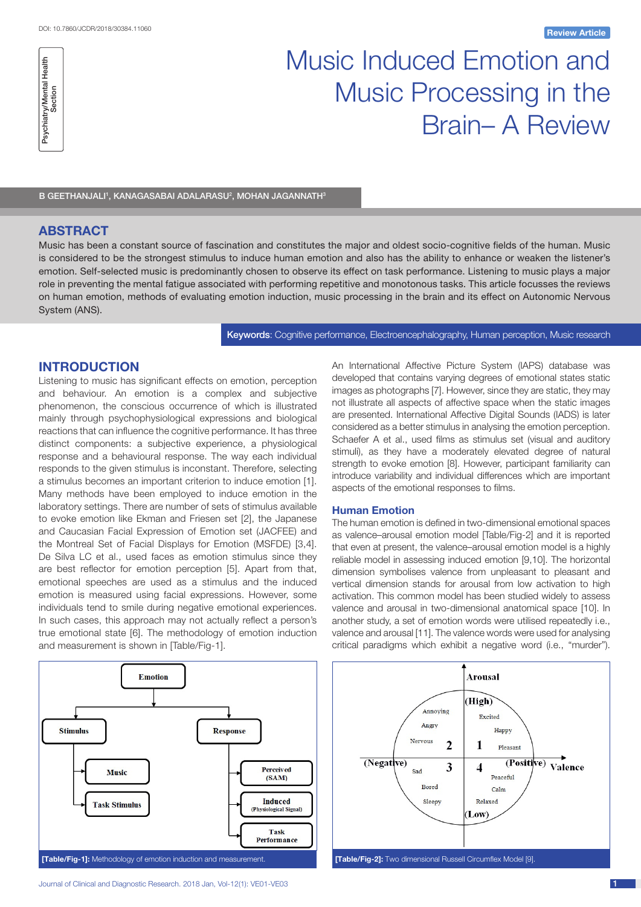DOI: 10.7860/JCDR/2018/30384.11060

Psychiatry/Mental Health Section

Review Article

# Music Induced Emotion and Music Processing in the Brain– A Review

B GEETHANJALI[1], KANAGASABAI ADALARASU[2], MOHAN JAGANNATH[3]

## ABSTRACT

Music has been a constant source of fascination and constitutes the major and oldest socio-cognitive fields of the human. Music is considered to be the strongest stimulus to induce human emotion and has the ability to enhance or weaken the listener's emotion. Self-selected music is predominantly chosen to observe its effect on task performance. Listening to music plays a major role in preventing the mental fatigue associated with performing repetitive and monotonous tasks. This article focusses the reviews on human emotion, methods of evaluating emotion induction, music processing in the brain and its effect on Autonomic Nervous System (ANS).

**Keywords**: Cognitive performance, Electroencephalography, Human perception, Music research

## INTRODUCTION

Listening to music has significant effects on emotion, perception and behaviour. An emotion is a complex and subjective phenomenon, the conscious occurrence of which is illustrated mainly through psychophysiological expressions and biological reactions that can influence the cognitive performance. It has three distinct components: a subjective experience, a physiological response and a behavioural response. The way each individual responds to the given stimulus is inconstant. Therefore, selecting a stimulus becomes an important criterion to induce emotion [1]. Many methods have been employed to induce emotion in the laboratory settings. There are number of sets of stimulus available to evoke emotion like Ekman and Friesen set [2], the Japanese and Caucasian Facial Expression of Emotion set (JACFEE) and the Montreal Set of Facial Displays for Emotion (MSFDE) [3,4]. De Silva LC et al., used faces as emotion stimulus since they are best reflector for emotion perception [5]. Apart from that, emotional speeches are used as a stimulus and the induced emotion is measured using facial expressions. However, some individuals tend to smile during negative emotional experiences. In such cases, this approach may not actually reflect a person's true emotional state [6]. The methodology of emotion induction and measurement is shown in [Table/Fig-1].

An International Affective Picture System (IAPS) database was developed that contains varying degrees of emotional states static images as photographs [7]. However, since they are static, they may not illustrate all aspects of affective space when the static images are presented. International Affective Digital Sounds (IADS) is later considered as a better stimulus in analysing the emotion perception. Schaefer A et al., used films as stimulus set (visual and auditory stimuli), as they have a moderately elevated degree of natural strength to evoke emotion [8]. However, participant familiarity can introduce variability and individual differences which are important aspects of the emotional responses to films.

### Human Emotion

The human emotion is defined in two-dimensional emotional spaces as valence–arousal emotion model [Table/Fig-2] and it is reported that even at present, the valence–arousal emotion model is a highly reliable model in assessing induced emotion [9,10]. The horizontal dimension symbolises valence from unpleasant to pleasant and vertical dimension stands for arousal from low activation to high activation. This common model has been studied widely to assess valence and arousal in two-dimensional anatomical space [10]. In another study, a set of emotion words were utilised repeatedly i.e., valence and arousal [11]. The valence words were used for analysing critical paradigms which exhibit a negative word (i.e., "murder").

Emotion → Stimulus (Music, Task Stimulus); Response (Perceived (SAM), Induced (Physiological Signal), Task Performance)

[Table/Fig-1]: Methodology of emotion induction and measurement.

Arousal (High) / (Low); Valence (Negative) / (Positive)
Quadrant 1: Excited, Happy, Pleasant
Quadrant 2: Annoying, Angry, Nervous
Quadrant 3: Sad, Bored, Sleepy
Quadrant 4: Peaceful, Calm, Relaxed

[Table/Fig-2]: Two dimensional Russell Circumflex Model [9].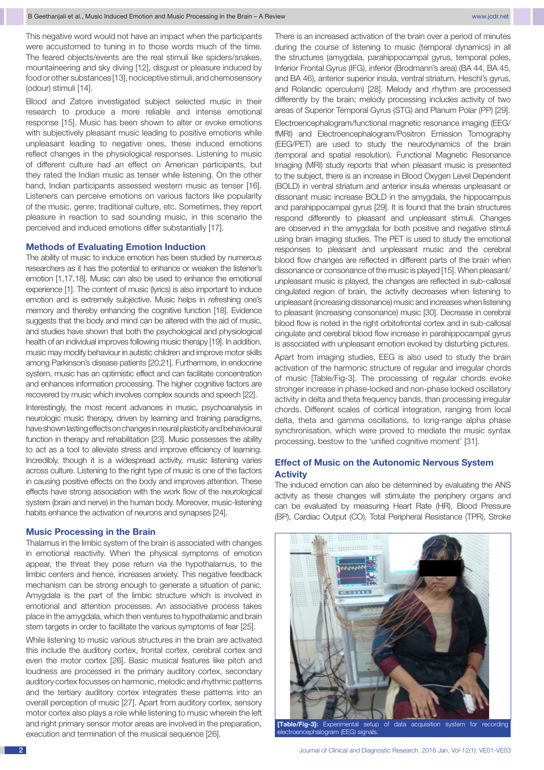This negative word would not have an impact when the participants were accustomed to tuning in to those words much of the time. The feared objects/events are the real stimuli like spiders/snakes, mountaineering and sky diving [12], disgust or pleasure induced by food or other substances [13], nociceptive stimuli, and chemosensory (odour) stimuli [14].

Blood and Zatore investigated subject selected music in their research to produce a more reliable and intense emotional response [15]. Music has been shown to alter or evoke emotions with subjectively pleasant music leading to positive emotions while unpleasant leading to negative ones, these induced emotions reflect changes in the physiological responses. Listening to music of different culture had an effect on American participants, but they rated the Indian music as tenser while listening. On the other hand, Indian participants assessed western music as tenser [16]. Listeners can perceive emotions on various factors like popularity of the music, genre, traditional culture, etc. Sometimes, they report pleasure in reaction to sad sounding music, in this scenario the perceived and induced emotions differ substantially [17].

## Methods of Evaluating Emotion Induction

The ability of music to induce emotion has been studied by numerous researchers as it has the potential to enhance or weaken the listener's emotion [1,17,18]. Music can also be used to enhance the emotional experience [1]. The content of music (lyrics) is also important to induce emotion and is extremely subjective. Music helps in refreshing one's memory and thereby enhancing the cognitive function [18]. Evidence suggests that the body and mind can be altered with the aid of music, and studies have shown that both the psychological and physiological health of an individual improves following music therapy [19]. In addition, music may modify behaviour in autistic children and improve motor skills among Parkinson's disease patients [20,21]. Furthermore, in endocrine system, music has an optimistic effect and can facilitate concentration and enhances information processing. The higher cognitive factors are recovered by music which involves complex sounds and speech [22].

Interestingly, the most recent advances in music, psychoanalysis in neurologic music therapy, driven by learning and training paradigms, have shown lasting effects on changes in neural plasticity and behavioural function in therapy and rehabilitation [23]. Music possesses the ability to act as a tool to alleviate stress and improve efficiency of learning. Incredibly, though it is a widespread activity, music listening varies across culture. Listening to the right type of music is one of the factors in causing positive effects on the body and improves attention. These effects have strong association with the work flow of the neurological system (brain and nerve) in the human body. Moreover, music-listening habits enhance the activation of neurons and synapses [24].

## Music Processing in the Brain

Thalamus in the limbic system of the brain is associated with changes in emotional reactivity. When the physical symptoms of emotion appear, the threat they pose return via the hypothalamus, to the limbic centers and hence, increases anxiety. This negative feedback mechanism can be strong enough to generate a situation of panic. Amygdala is the part of the limbic structure which is involved in emotional and attention processes. An associative process takes place in the amygdala, which then ventures to hypothalamic and brain stem targets in order to facilitate the various symptoms of fear [25].

While listening to music various structures in the brain are activated this include the auditory cortex, frontal cortex, cerebral cortex and even the motor cortex [26]. Basic musical features like pitch and loudness are processed in the primary auditory cortex, secondary auditory cortex focusses on harmonic, melodic and rhythmic patterns and the tertiary auditory cortex integrates these patterns into an overall perception of music [27]. Apart from auditory cortex, sensory motor cortex also plays a role while listening to music wherein the left and right primary sensor motor areas are involved in the preparation, execution and termination of the musical sequence [26].

There is an increased activation of the brain over a period of minutes during the course of listening to music (temporal dynamics) in all the structures (amygdala, parahippocampal gyrus, temporal poles, Inferior Frontal Gyrus (IFG), inferior (Brodmann's area) (BA 44, BA 45, and BA 46), anterior superior insula, ventral striatum, Heschl's gyrus, and Rolandic operculum) [28]. Melody and rhythm are processed differently by the brain; melody processing includes activity of two areas of Superior Temporal Gyrus (STG) and Planum Polar (PP) [29].

Electroencephalogram/functional magnetic resonance imaging (EEG/fMRI) and Electroencephalogram/Positron Emission Tomography (EEG/PET) are used to study the neurodynamics of the brain (temporal and spatial resolution). Functional Magnetic Resonance Imaging (MRI) study reports that when pleasant music is presented to the subject, there is an increase in Blood Oxygen Level Dependent (BOLD) in ventral striatum and anterior insula whereas unpleasant or dissonant music increase BOLD in the amygdala, the hippocampus and parahippocampal gyrus [29]. It is found that the brain structures respond differently to pleasant and unpleasant stimuli. Changes are observed in the amygdala for both positive and negative stimuli using brain imaging studies. The PET is used to study the emotional responses to pleasant and unpleasant music and the cerebral blood flow changes are reflected in different parts of the brain when dissonance or consonance of the music is played [15]. When pleasant/unpleasant music is played, the changes are reflected in sub-callosal cingulated region of brain, the activity decreases when listening to unpleasant (increasing dissonance) music and increases when listening to pleasant (increasing consonance) music [30]. Decrease in cerebral blood flow is noted in the right orbitofrontal cortex and in sub-callosal cingulate and cerebral blood flow increase in parahippocampal gyrus is associated with unpleasant emotion evoked by disturbing pictures.

Apart from imaging studies, EEG is also used to study the brain activation of the harmonic structure of regular and irregular chords of music [Table/Fig-3]. The processing of regular chords evoke stronger increase in phase-locked and non-phase locked oscillatory activity in delta and theta frequency bands, than processing irregular chords. Different scales of cortical integration, ranging from local delta, theta and gamma oscillations, to long-range alpha phase synchronisation, which were proved to mediate the music syntax processing, bestow to the 'unified cognitive moment' [31].

## Effect of Music on the Autonomic Nervous System Activity

The induced emotion can also be determined by evaluating the ANS activity as these changes will stimulate the periphery organs and can be evaluated by measuring Heart Rate (HR), Blood Pressure (BP), Cardiac Output (CO), Total Peripheral Resistance (TPR), Stroke

**[Table/Fig-3]:** Experimental setup of data acquisition system for recording electroencephalogram (EEG) signals.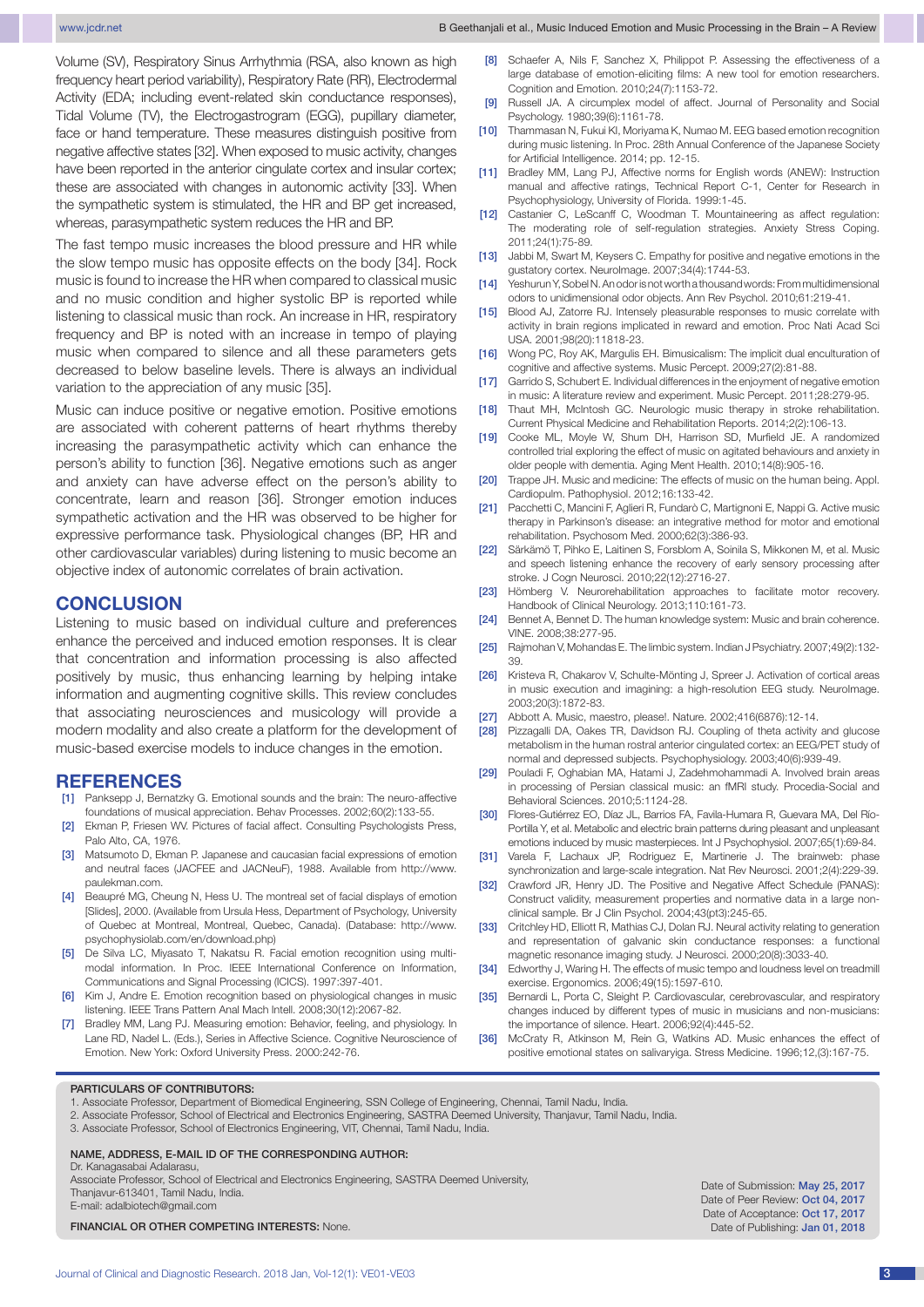Volume (SV), Respiratory Sinus Arrhythmia (RSA, also known as high frequency heart period variability), Respiratory Rate (RR), Electrodermal Activity (EDA; including event-related skin conductance responses), Tidal Volume (TV), the Electrogastrogram (EGG), pupillary diameter, face or hand temperature. These measures distinguish positive from negative affective states [32]. When exposed to music activity, changes have been reported in the anterior cingulate cortex and insular cortex; these are associated with changes in autonomic activity [33]. When the sympathetic system is stimulated, the HR and BP get increased, whereas, parasympathetic system reduces the HR and BP.

The fast tempo music increases the blood pressure and HR while the slow tempo music has opposite effects on the body [34]. Rock music is found to increase the HR when compared to classical music and no music condition and higher systolic BP is reported while listening to classical music than rock. An increase in HR, respiratory frequency and BP is noted with an increase in tempo of playing music when compared to silence and all these parameters gets decreased to below baseline levels. There is always an individual variation to the appreciation of any music [35].

Music can induce positive or negative emotion. Positive emotions are associated with coherent patterns of heart rhythms thereby increasing the parasympathetic activity which can enhance the person's ability to function [36]. Negative emotions such as anger and anxiety can have adverse effect on the person's ability to concentrate, learn and reason [36]. Stronger emotion induces sympathetic activation and the HR was observed to be higher for expressive performance task. Physiological changes (BP, HR and other cardiovascular variables) during listening to music become an objective index of autonomic correlates of brain activation.

## CONCLUSION

Listening to music based on individual culture and preferences enhance the perceived and induced emotion responses. It is clear that concentration and information processing is also affected positively by music, thus enhancing learning by helping intake information and augmenting cognitive skills. This review concludes that associating neurosciences and musicology will provide a modern modality and also create a platform for the development of music-based exercise models to induce changes in the emotion.

## REFERENCES

[1] Panksepp J, Bernatzky G. Emotional sounds and the brain: The neuro-affective foundations of musical appreciation. Behav Processes. 2002;60(2):133-55.

[2] Ekman P, Friesen WV. Pictures of facial affect. Consulting Psychologists Press, Palo Alto, CA, 1976.

[3] Matsumoto D, Ekman P. Japanese and caucasian facial expressions of emotion and neutral faces (JACFEE and JACNeuF), 1988. Available from http://www.paulekman.com.

[4] Beaupré MG, Cheung N, Hess U. The montreal set of facial displays of emotion [Slides], 2000. (Available from Ursula Hess, Department of Psychology, University of Quebec at Montreal, Montreal, Quebec, Canada). (Database: http://www.psychophysiolab.com/en/download.php)

[5] De Silva LC, Miyasato T, Nakatsu R. Facial emotion recognition using multi-modal information. In Proc. IEEE International Conference on Information, Communications and Signal Processing (ICICS). 1997:397-401.

[6] Kim J, Andre E. Emotion recognition based on physiological changes in music listening. IEEE Trans Pattern Anal Mach Intell. 2008;30(12):2067-82.

[7] Bradley MM, Lang PJ. Measuring emotion: Behavior, feeling, and physiology. In Lane RD, Nadel L. (Eds.), Series in Affective Science. Cognitive Neuroscience of Emotion. New York: Oxford University Press. 2000:242-76.

[8] Schaefer A, Nils F, Sanchez X, Philippot P. Assessing the effectiveness of a large database of emotion-eliciting films: A new tool for emotion researchers. Cognition and Emotion. 2010;24(7):1153-72.

[9] Russell JA. A circumplex model of affect. Journal of Personality and Social Psychology. 1980;39(6):1161-78.

[10] Thammasan N, Fukui KI, Moriyama K, Numao M. EEG based emotion recognition during music listening. In Proc. 28th Annual Conference of the Japanese Society for Artificial Intelligence. 2014; pp. 12-15.

[11] Bradley MM, Lang PJ, Affective norms for English words (ANEW): Instruction manual and affective ratings, Technical Report C-1, Center for Research in Psychophysiology, University of Florida. 1999:1-45.

[12] Castanier C, LeScanff C, Woodman T. Mountaineering as affect regulation: The moderating role of self-regulation strategies. Anxiety Stress Coping. 2011;24(1):75-89.

[13] Jabbi M, Swart M, Keysers C. Empathy for positive and negative emotions in the gustatory cortex. NeuroImage. 2007;34(4):1744-53.

[14] Yeshurun Y, Sobel N. An odor is not worth a thousand words: From multidimensional odors to unidimensional odor objects. Ann Rev Psychol. 2010;61:219-41.

[15] Blood AJ, Zatorre RJ. Intensely pleasurable responses to music correlate with activity in brain regions implicated in reward and emotion. Proc Nati Acad Sci USA. 2001;98(20):11818-23.

[16] Wong PC, Roy AK, Margulis EH. Bimusicalism: The implicit dual enculturation of cognitive and affective systems. Music Percept. 2009;27(2):81-88.

[17] Garrido S, Schubert E. Individual differences in the enjoyment of negative emotion in music: A literature review and experiment. Music Percept. 2011;28:279-95.

[18] Thaut MH, McIntosh GC. Neurologic music therapy in stroke rehabilitation. Current Physical Medicine and Rehabilitation Reports. 2014;2(2):106-13.

[19] Cooke ML, Moyle W, Shum DH, Harrison SD, Murfield JE. A randomized controlled trial exploring the effect of music on agitated behaviours and anxiety in older people with dementia. Aging Ment Health. 2010;14(8):905-16.

[20] Trappe JH. Music and medicine: The effects of music on the human being. Appl. Cardiopulm. Pathophysiol. 2012;16:133-42.

[21] Pacchetti C, Mancini F, Aglieri R, Fundarò C, Martignoni E, Nappi G. Active music therapy in Parkinson's disease: an integrative method for motor and emotional rehabilitation. Psychosom Med. 2000;62(3):386-93.

[22] Särkämö T, Pihko E, Laitinen S, Forsblom A, Soinila S, Mikkonen M, et al. Music and speech listening enhance the recovery of early sensory processing after stroke. J Cogn Neurosci. 2010;22(12):2716-27.

[23] Hömberg V. Neurorehabilitation approaches to facilitate motor recovery. Handbook of Clinical Neurology. 2013;110:161-73.

[24] Bennet A, Bennet D. The human knowledge system: Music and brain coherence. VINE. 2008;38:277-95.

[25] Rajmohan V, Mohandas E. The limbic system. Indian J Psychiatry. 2007;49(2):132-39.

[26] Kristeva R, Chakarov V, Schulte-Mönting J, Spreer J. Activation of cortical areas in music execution and imagining: a high-resolution EEG study. NeuroImage. 2003;20(3):1872-83.

[27] Abbott A. Music, maestro, please!. Nature. 2002;416(6876):12-14.

[28] Pizzagalli DA, Oakes TR, Davidson RJ. Coupling of theta activity and glucose metabolism in the human rostral anterior cingulated cortex: an EEG/PET study of normal and depressed subjects. Psychophysiology. 2003;40(6):939-49.

[29] Pouladi F, Oghabian MA, Hatami J, Zadehmohammadi A. Involved brain areas in processing of Persian classical music: an fMRI study. Procedia-Social and Behavioral Sciences. 2010;5:1124-28.

[30] Flores-Gutiérrez EO, Diaz JL, Barrios FA, Favila-Humara R, Guevara MA, Del Río-Portilla Y, et al. Metabolic and electric brain patterns during pleasant and unpleasant emotions induced by music masterpieces. Int J Psychophysiol. 2007;65(1):69-84.

[31] Varela F, Lachaux JP, Rodriguez E, Martinerie J. The brainweb: phase synchronization and large-scale integration. Nat Rev Neurosci. 2001;2(4):229-39.

[32] Crawford JR, Henry JD. The Positive and Negative Affect Schedule (PANAS): Construct validity, measurement properties and normative data in a large non-clinical sample. Br J Clin Psychol. 2004;43(pt3):245-65.

[33] Critchley HD, Elliott R, Mathias CJ, Dolan RJ. Neural activity relating to generation and representation of galvanic skin conductance responses: a functional magnetic resonance imaging study. J Neurosci. 2000;20(8):3033-40.

[34] Edworthy J, Waring H. The effects of music tempo and loudness level on treadmill exercise. Ergonomics. 2006;49(15):1597-610.

[35] Bernardi L, Porta C, Sleight P. Cardiovascular, cerebrovascular, and respiratory changes induced by different types of music in musicians and non-musicians: the importance of silence. Heart. 2006;92(4):445-52.

[36] McCraty R, Atkinson M, Rein G, Watkins AD. Music enhances the effect of positive emotional states on salivaryiga. Stress Medicine. 1996;12(3):167-75.

**PARTICULARS OF CONTRIBUTORS:**

1. Associate Professor, Department of Biomedical Engineering, SSN College of Engineering, Chennai, Tamil Nadu, India.
2. Associate Professor, School of Electrical and Electronics Engineering, SASTRA Deemed University, Thanjavur, Tamil Nadu, India.
3. Associate Professor, School of Electronics Engineering, VIT, Chennai, Tamil Nadu, India.

**NAME, ADDRESS, E-MAIL ID OF THE CORRESPONDING AUTHOR:**

Dr. Kanagasabai Adalarasu,
Associate Professor, School of Electrical and Electronics Engineering, SASTRA Deemed University,
Thanjavur-613401, Tamil Nadu, India.
E-mail: adalbiotech@gmail.com

**FINANCIAL OR OTHER COMPETING INTERESTS:** None.

Date of Submission: May 25, 2017
Date of Peer Review: Oct 04, 2017
Date of Acceptance: Oct 17, 2017
Date of Publishing: Jan 01, 2018